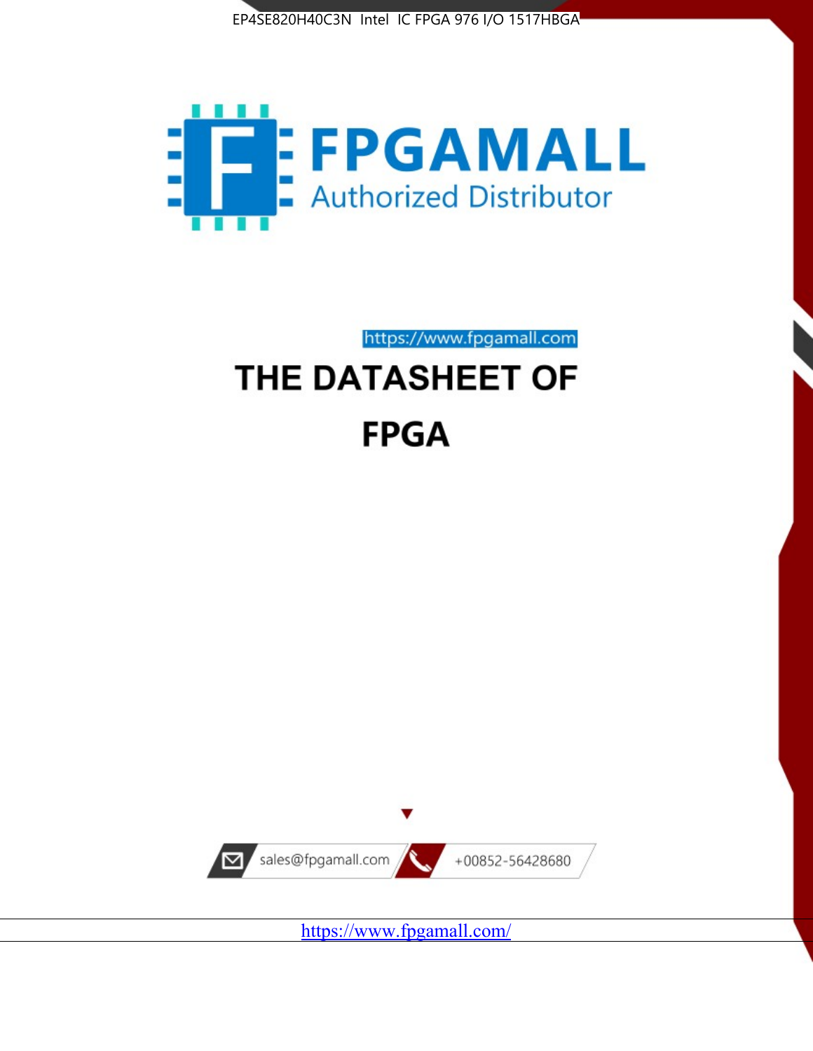EP4SE820H40C3N Intel IC FPGA 976 I/O 1517HBGA

FPGAMALL

Authorized Distributor

https://www.fpgamall.com

# THE DATASHEET OF FPGA

sales@fpgamall.com

+00852-56428680

https://www.fpgamall.com/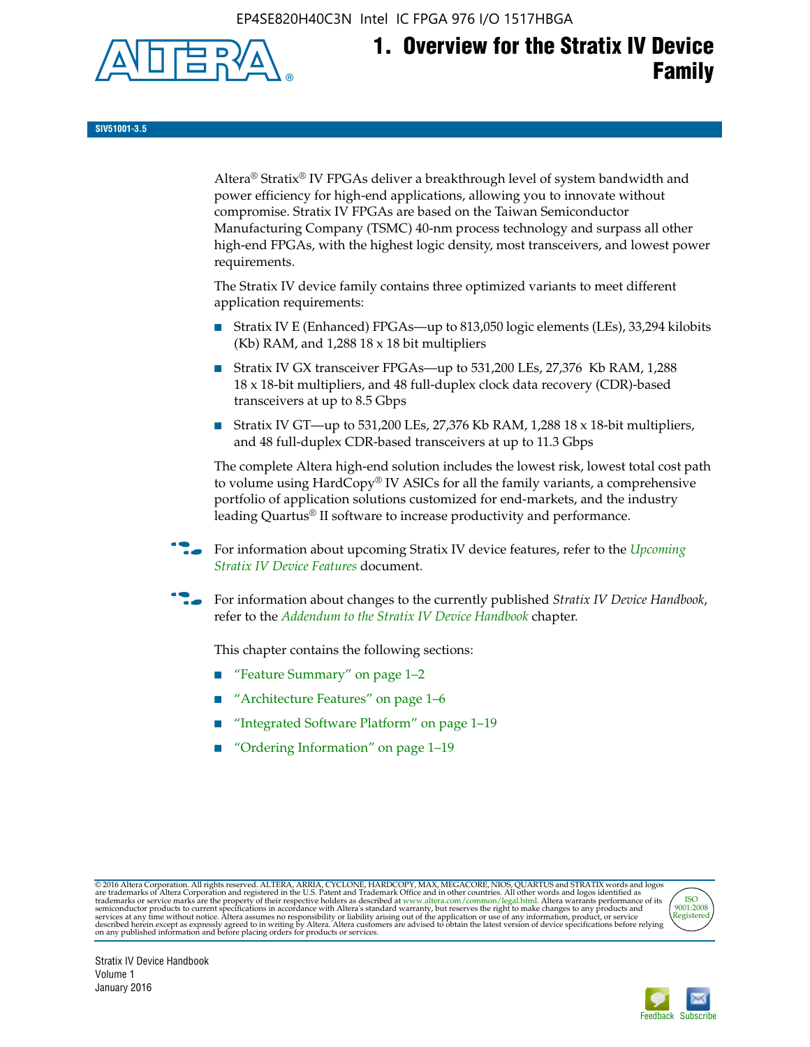# 1. Overview for the Stratix IV Device Family

SIV51001-3.5

Altera® Stratix® IV FPGAs deliver a breakthrough level of system bandwidth and power efficiency for high-end applications, allowing you to innovate without compromise. Stratix IV FPGAs are based on the Taiwan Semiconductor Manufacturing Company (TSMC) 40-nm process technology and surpass all other high-end FPGAs, with the highest logic density, most transceivers, and lowest power requirements.

The Stratix IV device family contains three optimized variants to meet different application requirements:

- Stratix IV E (Enhanced) FPGAs—up to 813,050 logic elements (LEs), 33,294 kilobits (Kb) RAM, and 1,288 18 x 18 bit multipliers
- Stratix IV GX transceiver FPGAs—up to 531,200 LEs, 27,376 Kb RAM, 1,288 18 x 18-bit multipliers, and 48 full-duplex clock data recovery (CDR)-based transceivers at up to 8.5 Gbps
- Stratix IV GT—up to 531,200 LEs, 27,376 Kb RAM, 1,288 18 x 18-bit multipliers, and 48 full-duplex CDR-based transceivers at up to 11.3 Gbps

The complete Altera high-end solution includes the lowest risk, lowest total cost path to volume using HardCopy® IV ASICs for all the family variants, a comprehensive portfolio of application solutions customized for end-markets, and the industry leading Quartus® II software to increase productivity and performance.

For information about upcoming Stratix IV device features, refer to the *Upcoming Stratix IV Device Features* document.

For information about changes to the currently published *Stratix IV Device Handbook*, refer to the *Addendum to the Stratix IV Device Handbook* chapter.

This chapter contains the following sections:

- "Feature Summary" on page 1–2
- "Architecture Features" on page 1–6
- "Integrated Software Platform" on page 1–19
- "Ordering Information" on page 1–19

© 2016 Altera Corporation. All rights reserved. ALTERA, ARRIA, CYCLONE, HARDCOPY, MAX, MEGACORE, NIOS, QUARTUS and STRATIX words and logos are trademarks of Altera Corporation and registered in the U.S. Patent and Trademark Office and in other countries. All other words and logos identified as trademarks or service marks are the property of their respective holders as described at www.altera.com/common/legal.html. Altera warrants performance of its semiconductor products to current specifications in accordance with Altera's standard warranty, but reserves the right to make changes to any products and services at any time without notice. Altera assumes no responsibility or liability arising out of the application or use of any information, product, or service described herein except as expressly agreed to in writing by Altera. Altera customers are advised to obtain the latest version of device specifications before relying on any published information and before placing orders for products or services.

ISO 9001:2008 Registered

Stratix IV Device Handbook
Volume 1
January 2016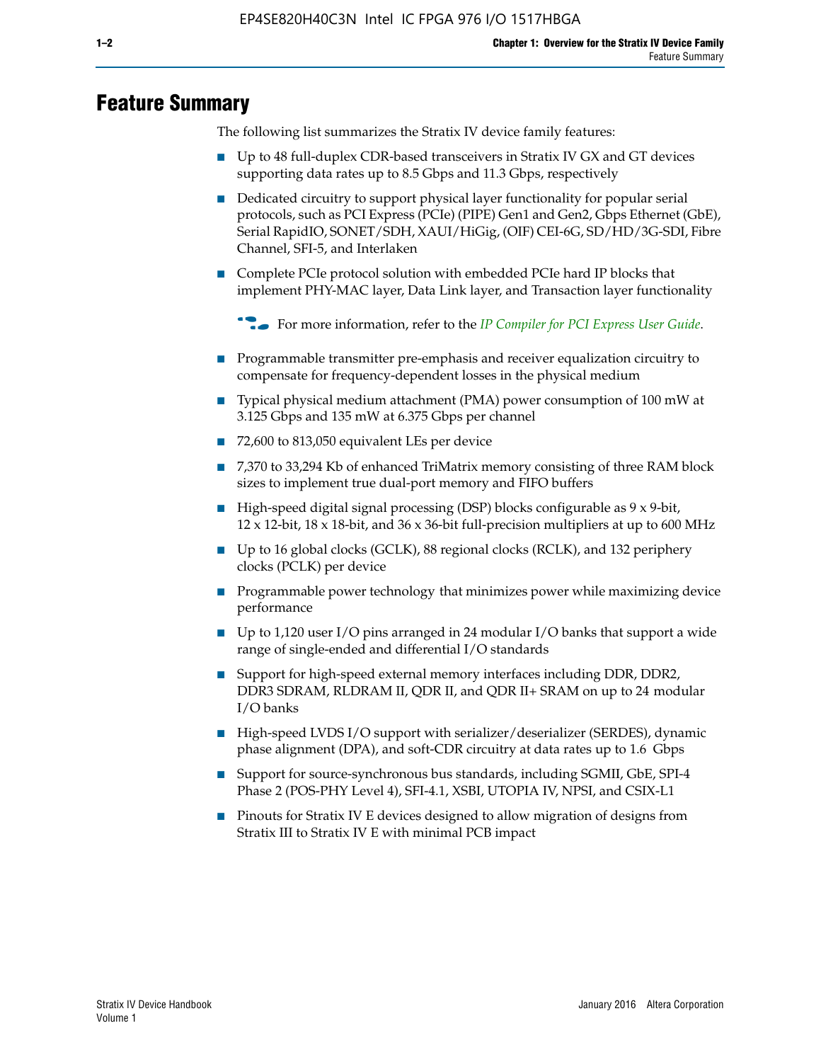# Feature Summary

The following list summarizes the Stratix IV device family features:

- Up to 48 full-duplex CDR-based transceivers in Stratix IV GX and GT devices supporting data rates up to 8.5 Gbps and 11.3 Gbps, respectively
- Dedicated circuitry to support physical layer functionality for popular serial protocols, such as PCI Express (PCIe) (PIPE) Gen1 and Gen2, Gbps Ethernet (GbE), Serial RapidIO, SONET/SDH, XAUI/HiGig, (OIF) CEI-6G, SD/HD/3G-SDI, Fibre Channel, SFI-5, and Interlaken
- Complete PCIe protocol solution with embedded PCIe hard IP blocks that implement PHY-MAC layer, Data Link layer, and Transaction layer functionality

For more information, refer to the *IP Compiler for PCI Express User Guide*.

- Programmable transmitter pre-emphasis and receiver equalization circuitry to compensate for frequency-dependent losses in the physical medium
- Typical physical medium attachment (PMA) power consumption of 100 mW at 3.125 Gbps and 135 mW at 6.375 Gbps per channel
- 72,600 to 813,050 equivalent LEs per device
- 7,370 to 33,294 Kb of enhanced TriMatrix memory consisting of three RAM block sizes to implement true dual-port memory and FIFO buffers
- High-speed digital signal processing (DSP) blocks configurable as 9 x 9-bit, 12 x 12-bit, 18 x 18-bit, and 36 x 36-bit full-precision multipliers at up to 600 MHz
- Up to 16 global clocks (GCLK), 88 regional clocks (RCLK), and 132 periphery clocks (PCLK) per device
- Programmable power technology that minimizes power while maximizing device performance
- Up to 1,120 user I/O pins arranged in 24 modular I/O banks that support a wide range of single-ended and differential I/O standards
- Support for high-speed external memory interfaces including DDR, DDR2, DDR3 SDRAM, RLDRAM II, QDR II, and QDR II+ SRAM on up to 24 modular I/O banks
- High-speed LVDS I/O support with serializer/deserializer (SERDES), dynamic phase alignment (DPA), and soft-CDR circuitry at data rates up to 1.6 Gbps
- Support for source-synchronous bus standards, including SGMII, GbE, SPI-4 Phase 2 (POS-PHY Level 4), SFI-4.1, XSBI, UTOPIA IV, NPSI, and CSIX-L1
- Pinouts for Stratix IV E devices designed to allow migration of designs from Stratix III to Stratix IV E with minimal PCB impact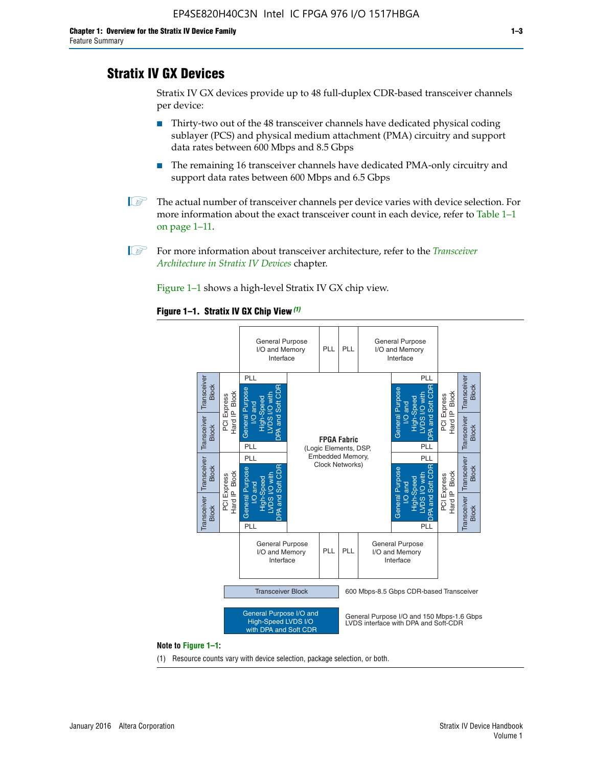## Stratix IV GX Devices

Stratix IV GX devices provide up to 48 full-duplex CDR-based transceiver channels per device:

- Thirty-two out of the 48 transceiver channels have dedicated physical coding sublayer (PCS) and physical medium attachment (PMA) circuitry and support data rates between 600 Mbps and 8.5 Gbps
- The remaining 16 transceiver channels have dedicated PMA-only circuitry and support data rates between 600 Mbps and 6.5 Gbps

The actual number of transceiver channels per device varies with device selection. For more information about the exact transceiver count in each device, refer to Table 1–1 on page 1–11.

For more information about transceiver architecture, refer to the *Transceiver Architecture in Stratix IV Devices* chapter.

Figure 1–1 shows a high-level Stratix IV GX chip view.

**Figure 1–1. Stratix IV GX Chip View** *(1)*

General Purpose I/O and Memory Interface | PLL | PLL | General Purpose I/O and Memory Interface

Transceiver Block | Transceiver Block | PCI Express Hard IP Block | PLL | General Purpose I/O and High-Speed LVDS I/O with DPA and Soft CDR | PLL

FPGA Fabric (Logic Elements, DSP, Embedded Memory, Clock Networks)

Transceiver Block — 600 Mbps-8.5 Gbps CDR-based Transceiver

General Purpose I/O and High-Speed LVDS I/O with DPA and Soft CDR — General Purpose I/O and 150 Mbps-1.6 Gbps LVDS interface with DPA and Soft-CDR

**Note to Figure 1–1:**

(1) Resource counts vary with device selection, package selection, or both.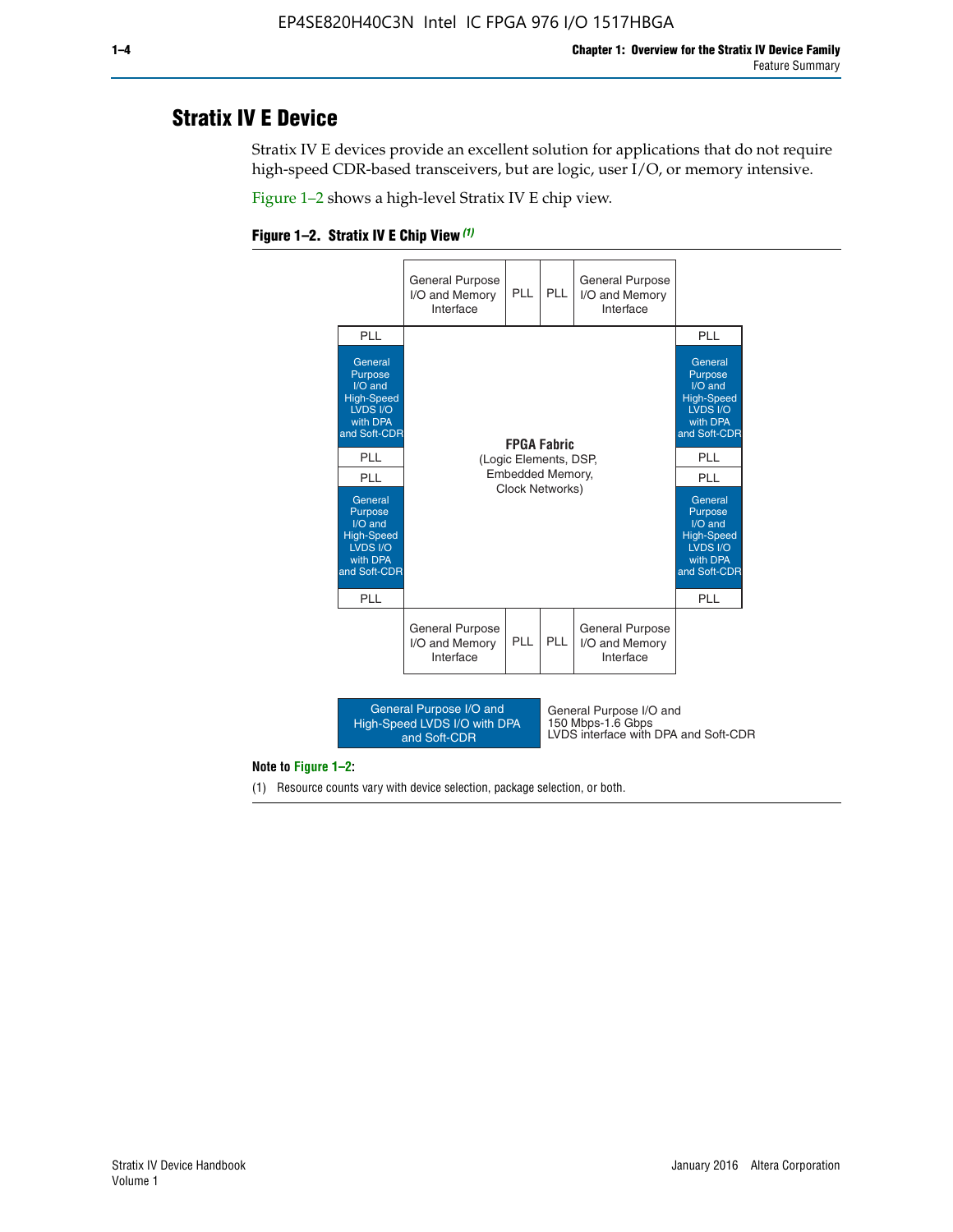## Stratix IV E Device

Stratix IV E devices provide an excellent solution for applications that do not require high-speed CDR-based transceivers, but are logic, user I/O, or memory intensive.

Figure 1–2 shows a high-level Stratix IV E chip view.

**Figure 1–2. Stratix IV E Chip View** *(1)*

| | General Purpose I/O and Memory Interface | PLL | PLL | General Purpose I/O and Memory Interface | |
|---|---|---|---|---|---|
| PLL | | | | | PLL |
| General Purpose I/O and High-Speed LVDS I/O with DPA and Soft-CDR | **FPGA Fabric** (Logic Elements, DSP, Embedded Memory, Clock Networks) | | | | General Purpose I/O and High-Speed LVDS I/O with DPA and Soft-CDR |
| PLL | | | | | PLL |
| PLL | | | | | PLL |
| General Purpose I/O and High-Speed LVDS I/O with DPA and Soft-CDR | | | | | General Purpose I/O and High-Speed LVDS I/O with DPA and Soft-CDR |
| PLL | | | | | PLL |
| | General Purpose I/O and Memory Interface | PLL | PLL | General Purpose I/O and Memory Interface | |

Legend: General Purpose I/O and High-Speed LVDS I/O with DPA and Soft-CDR — General Purpose I/O and 150 Mbps-1.6 Gbps LVDS interface with DPA and Soft-CDR

**Note to Figure 1–2:**

(1) Resource counts vary with device selection, package selection, or both.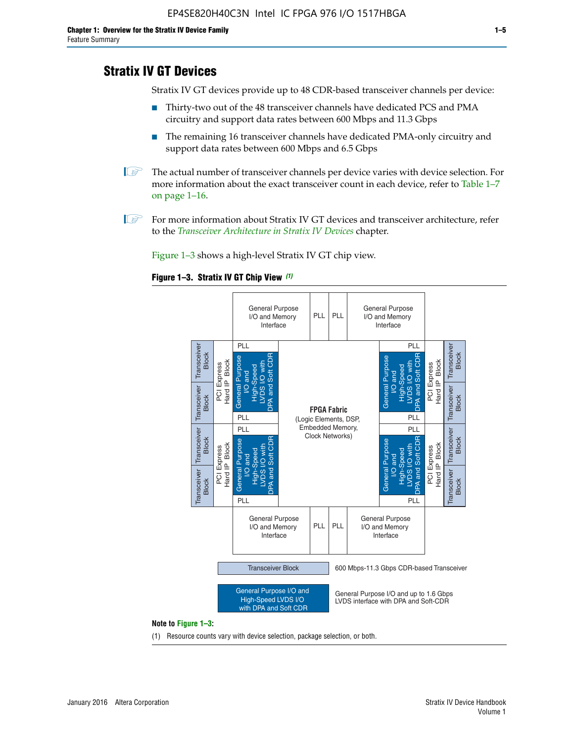## Stratix IV GT Devices

Stratix IV GT devices provide up to 48 CDR-based transceiver channels per device:

- Thirty-two out of the 48 transceiver channels have dedicated PCS and PMA circuitry and support data rates between 600 Mbps and 11.3 Gbps
- The remaining 16 transceiver channels have dedicated PMA-only circuitry and support data rates between 600 Mbps and 6.5 Gbps

The actual number of transceiver channels per device varies with device selection. For more information about the exact transceiver count in each device, refer to Table 1–7 on page 1–16.

For more information about Stratix IV GT devices and transceiver architecture, refer to the *Transceiver Architecture in Stratix IV Devices* chapter.

Figure 1–3 shows a high-level Stratix IV GT chip view.

**Figure 1–3. Stratix IV GT Chip View** *(1)*

General Purpose I/O and Memory Interface | PLL | PLL | General Purpose I/O and Memory Interface

Transceiver Block | Transceiver Block | PCI Express Hard IP Block | PLL | General Purpose I/O and High-Speed LVDS I/O with DPA and Soft CDR | PLL

**FPGA Fabric** (Logic Elements, DSP, Embedded Memory, Clock Networks)

Transceiver Block — 600 Mbps-11.3 Gbps CDR-based Transceiver

General Purpose I/O and High-Speed LVDS I/O with DPA and Soft CDR — General Purpose I/O and up to 1.6 Gbps LVDS interface with DPA and Soft-CDR

**Note to Figure 1–3:**

(1) Resource counts vary with device selection, package selection, or both.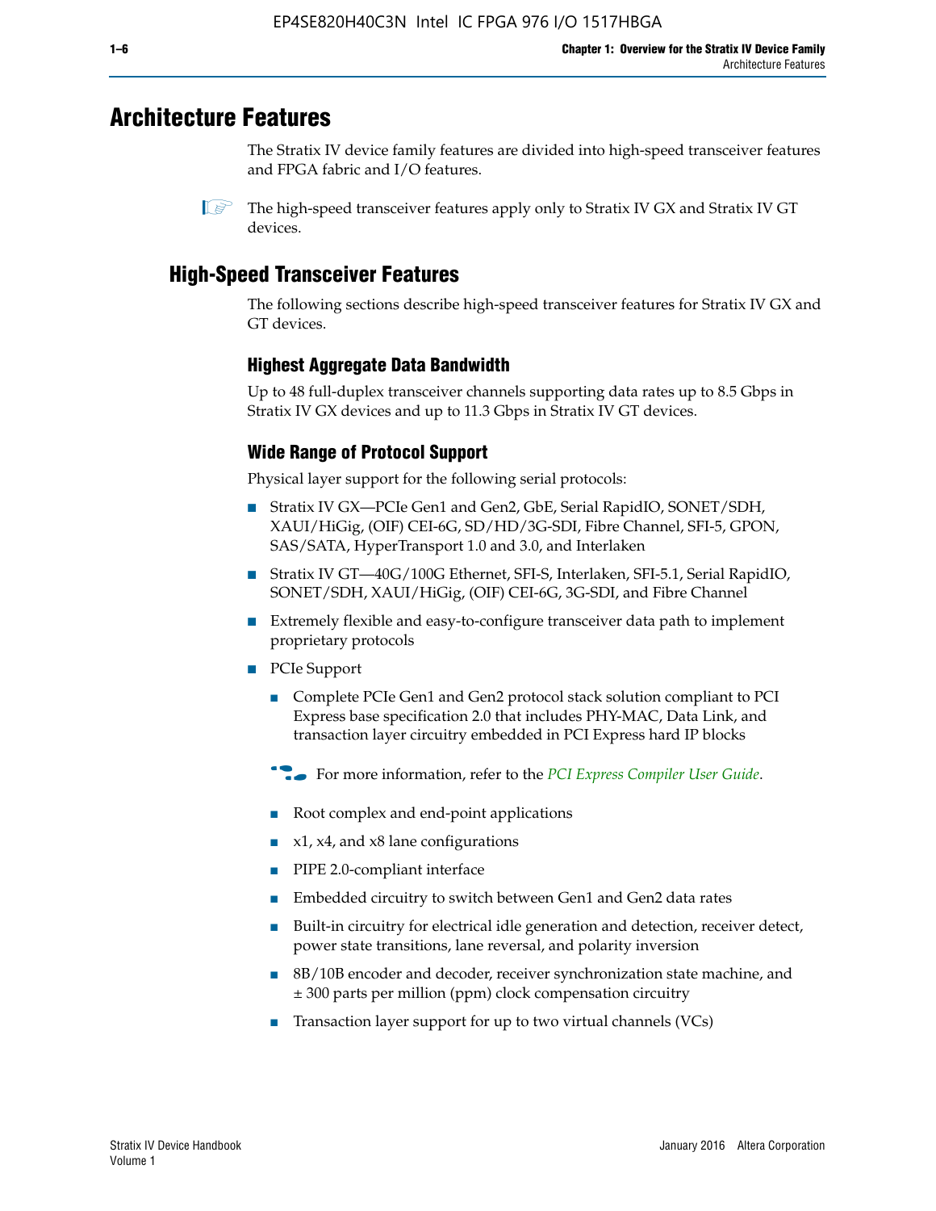# Architecture Features

The Stratix IV device family features are divided into high-speed transceiver features and FPGA fabric and I/O features.

The high-speed transceiver features apply only to Stratix IV GX and Stratix IV GT devices.

## High-Speed Transceiver Features

The following sections describe high-speed transceiver features for Stratix IV GX and GT devices.

### Highest Aggregate Data Bandwidth

Up to 48 full-duplex transceiver channels supporting data rates up to 8.5 Gbps in Stratix IV GX devices and up to 11.3 Gbps in Stratix IV GT devices.

### Wide Range of Protocol Support

Physical layer support for the following serial protocols:

- Stratix IV GX—PCIe Gen1 and Gen2, GbE, Serial RapidIO, SONET/SDH, XAUI/HiGig, (OIF) CEI-6G, SD/HD/3G-SDI, Fibre Channel, SFI-5, GPON, SAS/SATA, HyperTransport 1.0 and 3.0, and Interlaken
- Stratix IV GT—40G/100G Ethernet, SFI-S, Interlaken, SFI-5.1, Serial RapidIO, SONET/SDH, XAUI/HiGig, (OIF) CEI-6G, 3G-SDI, and Fibre Channel
- Extremely flexible and easy-to-configure transceiver data path to implement proprietary protocols
- PCIe Support
  - Complete PCIe Gen1 and Gen2 protocol stack solution compliant to PCI Express base specification 2.0 that includes PHY-MAC, Data Link, and transaction layer circuitry embedded in PCI Express hard IP blocks

  For more information, refer to the *PCI Express Compiler User Guide*.

  - Root complex and end-point applications
  - x1, x4, and x8 lane configurations
  - PIPE 2.0-compliant interface
  - Embedded circuitry to switch between Gen1 and Gen2 data rates
  - Built-in circuitry for electrical idle generation and detection, receiver detect, power state transitions, lane reversal, and polarity inversion
  - 8B/10B encoder and decoder, receiver synchronization state machine, and ± 300 parts per million (ppm) clock compensation circuitry
  - Transaction layer support for up to two virtual channels (VCs)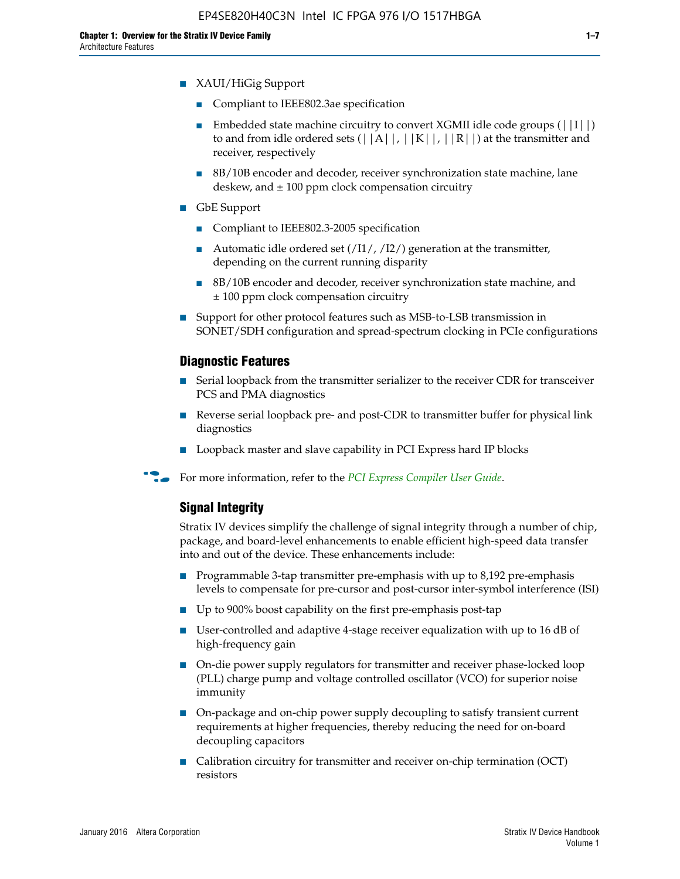- XAUI/HiGig Support
  - Compliant to IEEE802.3ae specification
  - Embedded state machine circuitry to convert XGMII idle code groups (||I||) to and from idle ordered sets (||A||, ||K||, ||R||) at the transmitter and receiver, respectively
  - 8B/10B encoder and decoder, receiver synchronization state machine, lane deskew, and ± 100 ppm clock compensation circuitry
- GbE Support
  - Compliant to IEEE802.3-2005 specification
  - Automatic idle ordered set (/I1/, /I2/) generation at the transmitter, depending on the current running disparity
  - 8B/10B encoder and decoder, receiver synchronization state machine, and ± 100 ppm clock compensation circuitry
- Support for other protocol features such as MSB-to-LSB transmission in SONET/SDH configuration and spread-spectrum clocking in PCIe configurations

### Diagnostic Features

- Serial loopback from the transmitter serializer to the receiver CDR for transceiver PCS and PMA diagnostics
- Reverse serial loopback pre- and post-CDR to transmitter buffer for physical link diagnostics
- Loopback master and slave capability in PCI Express hard IP blocks

For more information, refer to the *PCI Express Compiler User Guide*.

### Signal Integrity

Stratix IV devices simplify the challenge of signal integrity through a number of chip, package, and board-level enhancements to enable efficient high-speed data transfer into and out of the device. These enhancements include:

- Programmable 3-tap transmitter pre-emphasis with up to 8,192 pre-emphasis levels to compensate for pre-cursor and post-cursor inter-symbol interference (ISI)
- Up to 900% boost capability on the first pre-emphasis post-tap
- User-controlled and adaptive 4-stage receiver equalization with up to 16 dB of high-frequency gain
- On-die power supply regulators for transmitter and receiver phase-locked loop (PLL) charge pump and voltage controlled oscillator (VCO) for superior noise immunity
- On-package and on-chip power supply decoupling to satisfy transient current requirements at higher frequencies, thereby reducing the need for on-board decoupling capacitors
- Calibration circuitry for transmitter and receiver on-chip termination (OCT) resistors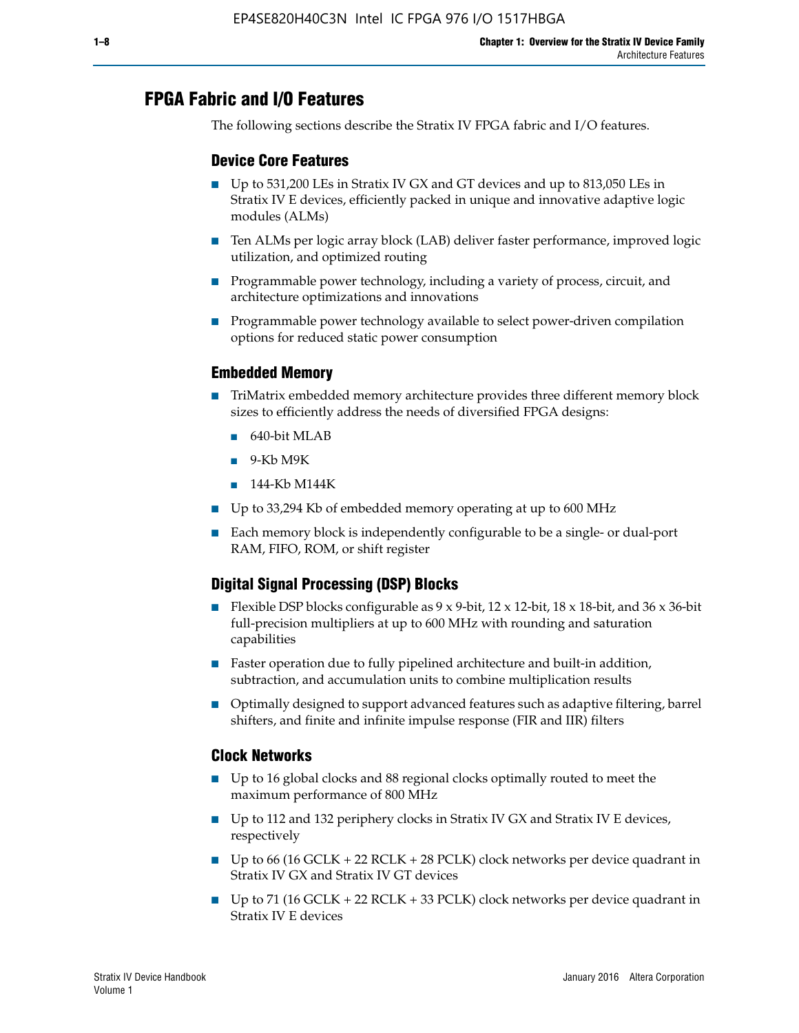## FPGA Fabric and I/O Features

The following sections describe the Stratix IV FPGA fabric and I/O features.

### Device Core Features

- Up to 531,200 LEs in Stratix IV GX and GT devices and up to 813,050 LEs in Stratix IV E devices, efficiently packed in unique and innovative adaptive logic modules (ALMs)
- Ten ALMs per logic array block (LAB) deliver faster performance, improved logic utilization, and optimized routing
- Programmable power technology, including a variety of process, circuit, and architecture optimizations and innovations
- Programmable power technology available to select power-driven compilation options for reduced static power consumption

### Embedded Memory

- TriMatrix embedded memory architecture provides three different memory block sizes to efficiently address the needs of diversified FPGA designs:
  - 640-bit MLAB
  - 9-Kb M9K
  - 144-Kb M144K
- Up to 33,294 Kb of embedded memory operating at up to 600 MHz
- Each memory block is independently configurable to be a single- or dual-port RAM, FIFO, ROM, or shift register

### Digital Signal Processing (DSP) Blocks

- Flexible DSP blocks configurable as 9 x 9-bit, 12 x 12-bit, 18 x 18-bit, and 36 x 36-bit full-precision multipliers at up to 600 MHz with rounding and saturation capabilities
- Faster operation due to fully pipelined architecture and built-in addition, subtraction, and accumulation units to combine multiplication results
- Optimally designed to support advanced features such as adaptive filtering, barrel shifters, and finite and infinite impulse response (FIR and IIR) filters

### Clock Networks

- Up to 16 global clocks and 88 regional clocks optimally routed to meet the maximum performance of 800 MHz
- Up to 112 and 132 periphery clocks in Stratix IV GX and Stratix IV E devices, respectively
- Up to 66 (16 GCLK + 22 RCLK + 28 PCLK) clock networks per device quadrant in Stratix IV GX and Stratix IV GT devices
- Up to 71 (16 GCLK + 22 RCLK + 33 PCLK) clock networks per device quadrant in Stratix IV E devices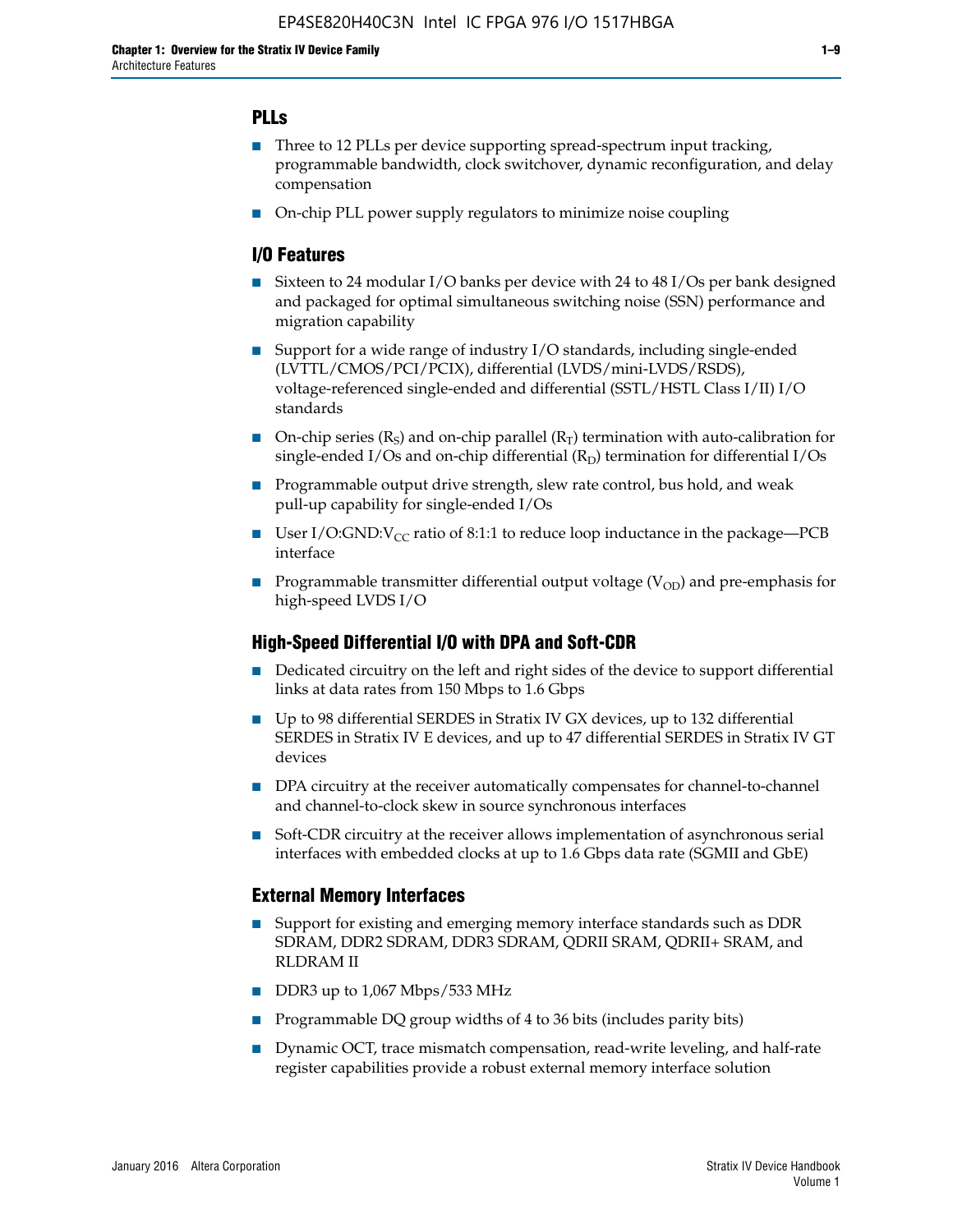## PLLs

- Three to 12 PLLs per device supporting spread-spectrum input tracking, programmable bandwidth, clock switchover, dynamic reconfiguration, and delay compensation
- On-chip PLL power supply regulators to minimize noise coupling

## I/O Features

- Sixteen to 24 modular I/O banks per device with 24 to 48 I/Os per bank designed and packaged for optimal simultaneous switching noise (SSN) performance and migration capability
- Support for a wide range of industry I/O standards, including single-ended (LVTTL/CMOS/PCI/PCIX), differential (LVDS/mini-LVDS/RSDS), voltage-referenced single-ended and differential (SSTL/HSTL Class I/II) I/O standards
- On-chip series ($R_S$) and on-chip parallel ($R_T$) termination with auto-calibration for single-ended I/Os and on-chip differential ($R_D$) termination for differential I/Os
- Programmable output drive strength, slew rate control, bus hold, and weak pull-up capability for single-ended I/Os
- User I/O:GND:$V_{CC}$ ratio of 8:1:1 to reduce loop inductance in the package—PCB interface
- Programmable transmitter differential output voltage ($V_{OD}$) and pre-emphasis for high-speed LVDS I/O

## High-Speed Differential I/O with DPA and Soft-CDR

- Dedicated circuitry on the left and right sides of the device to support differential links at data rates from 150 Mbps to 1.6 Gbps
- Up to 98 differential SERDES in Stratix IV GX devices, up to 132 differential SERDES in Stratix IV E devices, and up to 47 differential SERDES in Stratix IV GT devices
- DPA circuitry at the receiver automatically compensates for channel-to-channel and channel-to-clock skew in source synchronous interfaces
- Soft-CDR circuitry at the receiver allows implementation of asynchronous serial interfaces with embedded clocks at up to 1.6 Gbps data rate (SGMII and GbE)

## External Memory Interfaces

- Support for existing and emerging memory interface standards such as DDR SDRAM, DDR2 SDRAM, DDR3 SDRAM, QDRII SRAM, QDRII+ SRAM, and RLDRAM II
- DDR3 up to 1,067 Mbps/533 MHz
- Programmable DQ group widths of 4 to 36 bits (includes parity bits)
- Dynamic OCT, trace mismatch compensation, read-write leveling, and half-rate register capabilities provide a robust external memory interface solution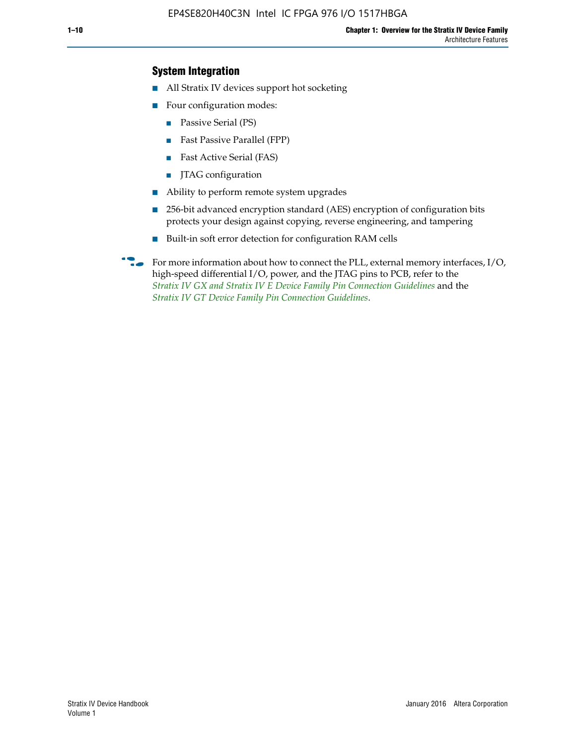## System Integration

- All Stratix IV devices support hot socketing
- Four configuration modes:
  - Passive Serial (PS)
  - Fast Passive Parallel (FPP)
  - Fast Active Serial (FAS)
  - JTAG configuration
- Ability to perform remote system upgrades
- 256-bit advanced encryption standard (AES) encryption of configuration bits protects your design against copying, reverse engineering, and tampering
- Built-in soft error detection for configuration RAM cells

For more information about how to connect the PLL, external memory interfaces, I/O, high-speed differential I/O, power, and the JTAG pins to PCB, refer to the *Stratix IV GX and Stratix IV E Device Family Pin Connection Guidelines* and the *Stratix IV GT Device Family Pin Connection Guidelines*.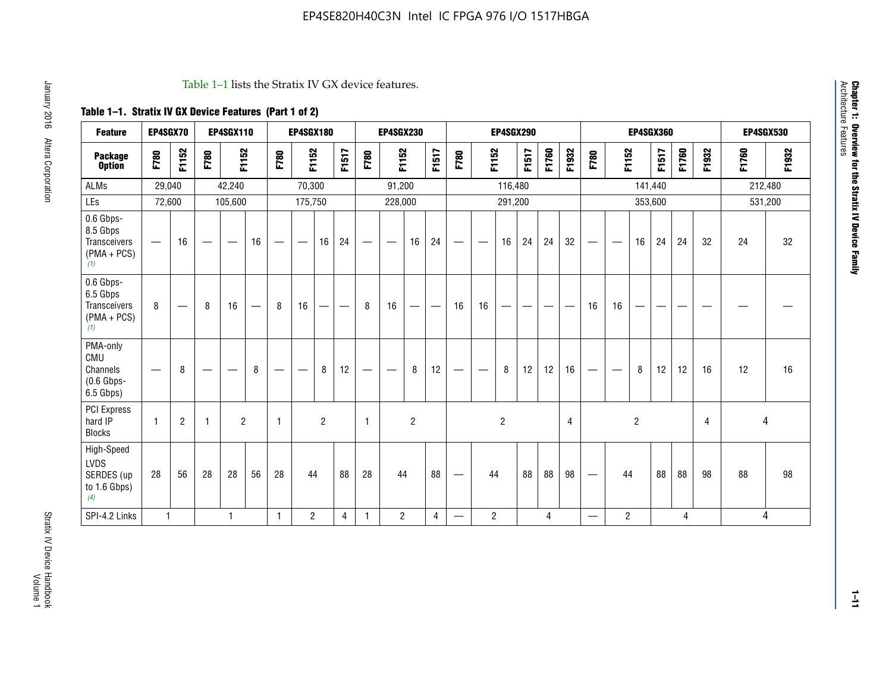Table 1–1 lists the Stratix IV GX device features.

**Table 1–1. Stratix IV GX Device Features (Part 1 of 2)**

| Feature | EP4SGX70 | | EP4SGX110 | | | EP4SGX180 | | | | EP4SGX230 | | | | EP4SGX290 | | | | | | EP4SGX360 | | | | | | EP4SGX530 | |
|---|---|---|---|---|---|---|---|---|---|---|---|---|---|---|---|---|---|---|---|---|---|---|---|---|---|---|---|
| **Package Option** | F780 | F1152 | F780 | F1152 | | F780 | F1152 | | F1517 | F780 | F1152 | | F1517 | F780 | F1152 | | F1517 | F1760 | F1932 | F780 | F1152 | | F1517 | F1760 | F1932 | F1760 | F1932 |
| ALMs | 29,040 | | 42,240 | | | 70,300 | | | | 91,200 | | | | 116,480 | | | | | | 141,440 | | | | | | 212,480 | |
| LEs | 72,600 | | 105,600 | | | 175,750 | | | | 228,000 | | | | 291,200 | | | | | | 353,600 | | | | | | 531,200 | |
| 0.6 Gbps-8.5 Gbps Transceivers (PMA + PCS) (1) | — | 16 | — | — | 16 | — | — | 16 | 24 | — | — | 16 | 24 | — | — | 16 | 24 | 24 | 32 | — | — | 16 | 24 | 24 | 32 | 24 | 32 |
| 0.6 Gbps-6.5 Gbps Transceivers (PMA + PCS) (1) | 8 | — | 8 | 16 | — | 8 | 16 | — | — | 8 | 16 | — | — | 16 | 16 | — | — | — | — | 16 | 16 | — | — | — | — | — | — |
| PMA-only CMU Channels (0.6 Gbps-6.5 Gbps) | — | 8 | — | — | 8 | — | — | 8 | 12 | — | — | 8 | 12 | — | — | 8 | 12 | 12 | 16 | — | — | 8 | 12 | 12 | 16 | 12 | 16 |
| PCI Express hard IP Blocks | 1 | 2 | 1 | 2 | | 1 | 2 | | | 1 | 2 | | | 2 | | | | | 4 | 2 | | | | | 4 | 4 | |
| High-Speed LVDS SERDES (up to 1.6 Gbps) (4) | 28 | 56 | 28 | 28 | 56 | 28 | 44 | | 88 | 28 | 44 | | 88 | — | 44 | | 88 | 88 | 98 | — | 44 | | 88 | 88 | 98 | 88 | 98 |
| SPI-4.2 Links | 1 | | 1 | | | 1 | 2 | | 4 | 1 | 2 | | 4 | — | 2 | | 4 | | | — | 2 | | 4 | | | 4 | |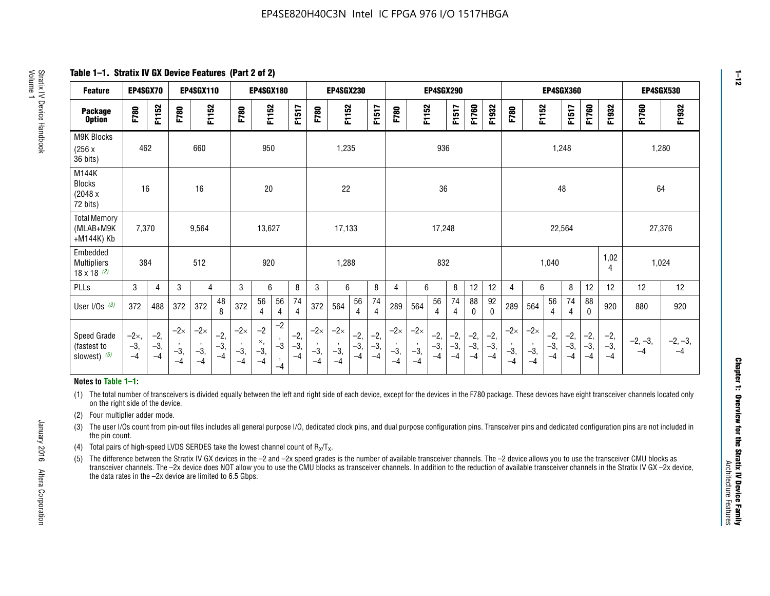## Table 1–1. Stratix IV GX Device Features (Part 2 of 2)

| Feature | EP4SGX70 | | EP4SGX110 | | | EP4SGX180 | | | | EP4SGX230 | | | | EP4SGX290 | | | | | | EP4SGX360 | | | | | | EP4SGX530 | |
|---|---|---|---|---|---|---|---|---|---|---|---|---|---|---|---|---|---|---|---|---|---|---|---|---|---|---|---|
| Package Option | F780 | F1152 | F780 | F1152 | | F780 | F1152 | | F1517 | F780 | F1152 | | F1517 | F780 | F1152 | | F1517 | F1760 | F1932 | F780 | F1152 | | F1517 | F1760 | F1932 | F1760 | F1932 |
| M9K Blocks (256 x 36 bits) | 462 | | 660 | | | 950 | | | | 1,235 | | | | 936 | | | | | | 1,248 | | | | | | 1,280 | |
| M144K Blocks (2048 x 72 bits) | 16 | | 16 | | | 20 | | | | 22 | | | | 36 | | | | | | 48 | | | | | | 64 | |
| Total Memory (MLAB+M9K +M144K) Kb | 7,370 | | 9,564 | | | 13,627 | | | | 17,133 | | | | 17,248 | | | | | | 22,564 | | | | | | 27,376 | |
| Embedded Multipliers 18 x 18 (2) | 384 | | 512 | | | 920 | | | | 1,288 | | | | 832 | | | | | | 1,040 | | | | | 1,024 | 1,024 | |
| PLLs | 3 | 4 | 3 | 4 | | 3 | 6 | | 8 | 3 | 6 | | 8 | 4 | 6 | | 8 | 12 | 12 | 4 | 6 | | 8 | 12 | 12 | 12 | 12 |
| User I/Os (3) | 372 | 488 | 372 | 372 | 488 | 372 | 564 | 564 | 744 | 372 | 564 | 564 | 744 | 289 | 564 | 564 | 744 | 880 | 920 | 289 | 564 | 564 | 744 | 880 | 920 | 880 | 920 |
| Speed Grade (fastest to slowest) (5) | –2×, –3, –4 | –2, –3, –4 | –2×, –3, –4 | –2×, –3, –4 | –2, –3, –4 | –2×, –3, –4 | –2×, –3, –4 | –2, –3, –4 | –2, –3, –4 | –2×, –3, –4 | –2×, –3, –4 | –2, –3, –4 | –2, –3, –4 | –2×, –3, –4 | –2×, –3, –4 | –2, –3, –4 | –2, –3, –4 | –2, –3, –4 | –2, –3, –4 | –2×, –3, –4 | –2×, –3, –4 | –2, –3, –4 | –2, –3, –4 | –2, –3, –4 | –2, –3, –4 | –2, –3, –4 | –2, –3, –4 |

**Notes to Table 1–1:**

(1) The total number of transceivers is divided equally between the left and right side of each device, except for the devices in the F780 package. These devices have eight transceiver channels located only on the right side of the device.

(2) Four multiplier adder mode.

(3) The user I/Os count from pin-out files includes all general purpose I/O, dedicated clock pins, and dual purpose configuration pins. Transceiver pins and dedicated configuration pins are not included in the pin count.

(4) Total pairs of high-speed LVDS SERDES take the lowest channel count of $R_X/T_X$.

(5) The difference between the Stratix IV GX devices in the –2 and –2x speed grades is the number of available transceiver channels. The –2 device allows you to use the transceiver CMU blocks as transceiver channels. The –2x device does NOT allow you to use the CMU blocks as transceiver channels. In addition to the reduction of available transceiver channels in the Stratix IV GX –2x device, the data rates in the –2x device are limited to 6.5 Gbps.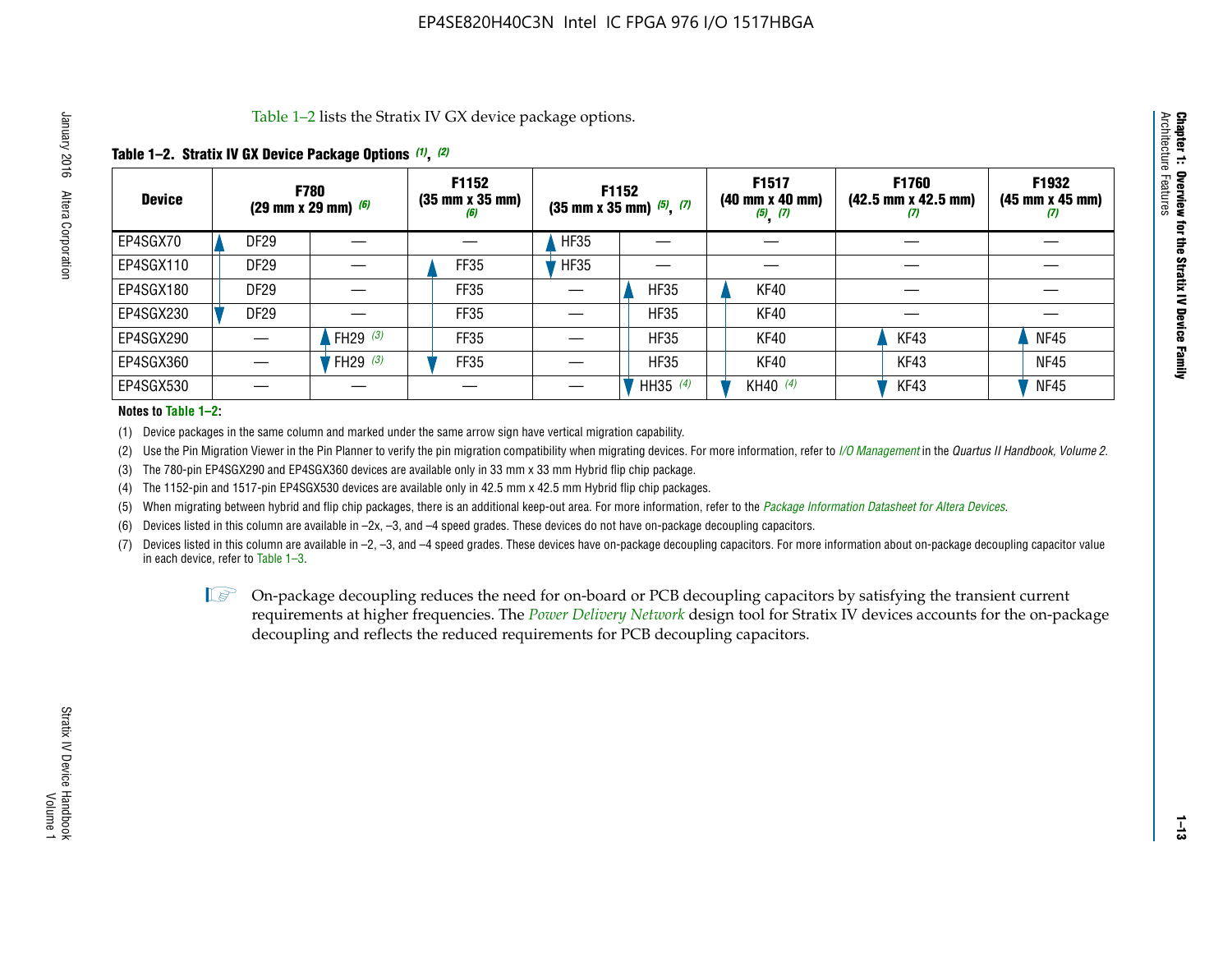Table 1–2 lists the Stratix IV GX device package options.

**Table 1–2. Stratix IV GX Device Package Options (1), (2)**

| Device | F780 (29 mm x 29 mm) (6) | | F1152 (35 mm x 35 mm) (6) | F1152 (35 mm x 35 mm) (5), (7) | | F1517 (40 mm x 40 mm) (5), (7) | F1760 (42.5 mm x 42.5 mm) (7) | F1932 (45 mm x 45 mm) (7) |
|---|---|---|---|---|---|---|---|---|
| EP4SGX70 | DF29 | — | — | HF35 | — | — | — | — |
| EP4SGX110 | DF29 | — | FF35 | HF35 | — | — | — | — |
| EP4SGX180 | DF29 | — | FF35 | — | HF35 | KF40 | — | — |
| EP4SGX230 | DF29 | — | FF35 | — | HF35 | KF40 | — | — |
| EP4SGX290 | — | FH29 (3) | FF35 | — | HF35 | KF40 | KF43 | NF45 |
| EP4SGX360 | — | FH29 (3) | FF35 | — | HF35 | KF40 | KF43 | NF45 |
| EP4SGX530 | — | — | — | — | HH35 (4) | KH40 (4) | KF43 | NF45 |

**Notes to Table 1–2:**

(1) Device packages in the same column and marked under the same arrow sign have vertical migration capability.

(2) Use the Pin Migration Viewer in the Pin Planner to verify the pin migration compatibility when migrating devices. For more information, refer to *I/O Management* in the *Quartus II Handbook, Volume 2*.

(3) The 780-pin EP4SGX290 and EP4SGX360 devices are available only in 33 mm x 33 mm Hybrid flip chip package.

(4) The 1152-pin and 1517-pin EP4SGX530 devices are available only in 42.5 mm x 42.5 mm Hybrid flip chip packages.

(5) When migrating between hybrid and flip chip packages, there is an additional keep-out area. For more information, refer to the *Package Information Datasheet for Altera Devices*.

(6) Devices listed in this column are available in –2x, –3, and –4 speed grades. These devices do not have on-package decoupling capacitors.

(7) Devices listed in this column are available in –2, –3, and –4 speed grades. These devices have on-package decoupling capacitors. For more information about on-package decoupling capacitor value in each device, refer to Table 1–3.

On-package decoupling reduces the need for on-board or PCB decoupling capacitors by satisfying the transient current requirements at higher frequencies. The *Power Delivery Network* design tool for Stratix IV devices accounts for the on-package decoupling and reflects the reduced requirements for PCB decoupling capacitors.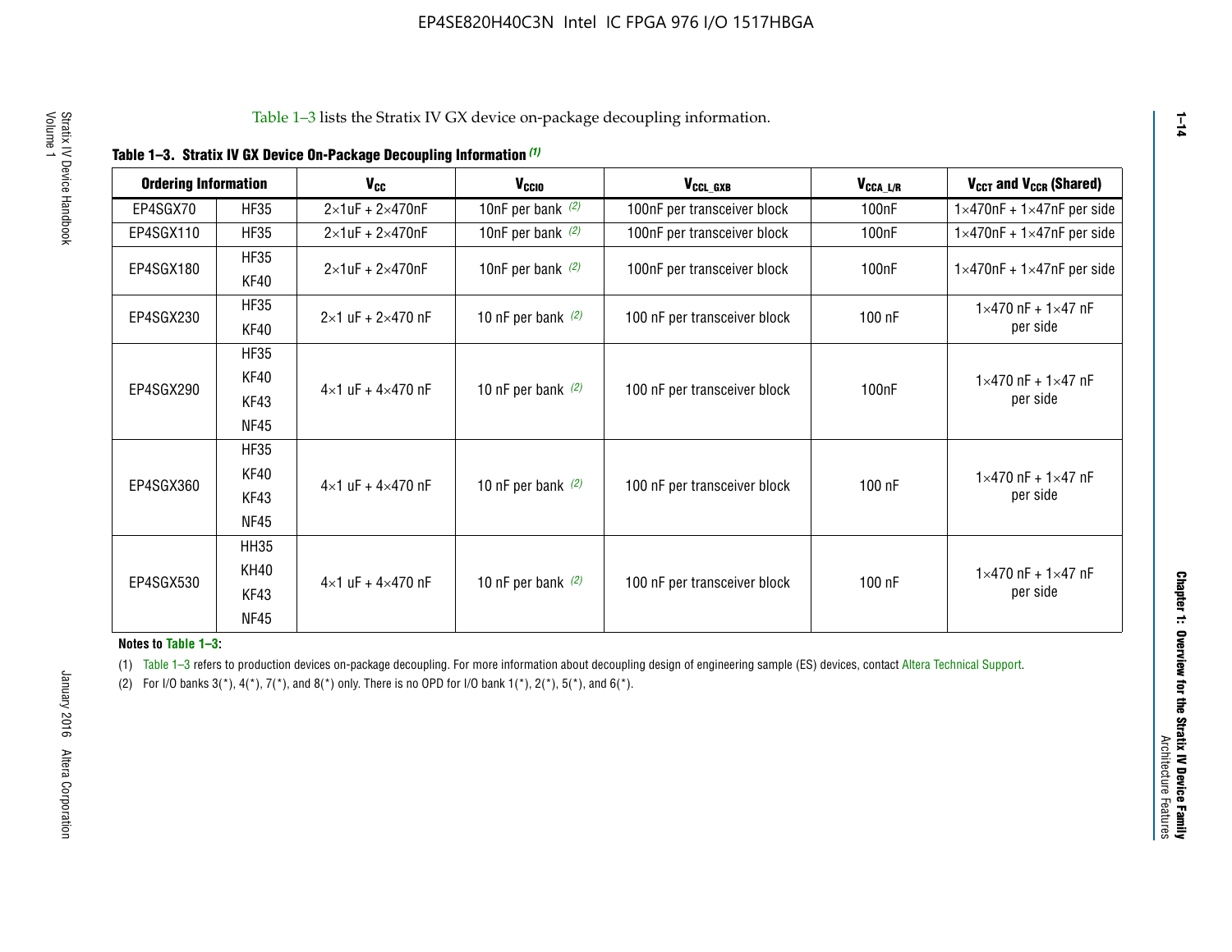Table 1–3 lists the Stratix IV GX device on-package decoupling information.

**Table 1–3. Stratix IV GX Device On-Package Decoupling Information** (1)

| Ordering Information | | $V_{CC}$ | $V_{CCIO}$ | $V_{CCL\_GXB}$ | $V_{CCA\_L/R}$ | $V_{CCT}$ and $V_{CCR}$ (Shared) |
|---|---|---|---|---|---|---|
| EP4SGX70 | HF35 | 2×1uF + 2×470nF | 10nF per bank (2) | 100nF per transceiver block | 100nF | 1×470nF + 1×47nF per side |
| EP4SGX110 | HF35 | 2×1uF + 2×470nF | 10nF per bank (2) | 100nF per transceiver block | 100nF | 1×470nF + 1×47nF per side |
| EP4SGX180 | HF35<br>KF40 | 2×1uF + 2×470nF | 10nF per bank (2) | 100nF per transceiver block | 100nF | 1×470nF + 1×47nF per side |
| EP4SGX230 | HF35<br>KF40 | 2×1 uF + 2×470 nF | 10 nF per bank (2) | 100 nF per transceiver block | 100 nF | 1×470 nF + 1×47 nF per side |
| EP4SGX290 | HF35<br>KF40<br>KF43<br>NF45 | 4×1 uF + 4×470 nF | 10 nF per bank (2) | 100 nF per transceiver block | 100nF | 1×470 nF + 1×47 nF per side |
| EP4SGX360 | HF35<br>KF40<br>KF43<br>NF45 | 4×1 uF + 4×470 nF | 10 nF per bank (2) | 100 nF per transceiver block | 100 nF | 1×470 nF + 1×47 nF per side |
| EP4SGX530 | HH35<br>KH40<br>KF43<br>NF45 | 4×1 uF + 4×470 nF | 10 nF per bank (2) | 100 nF per transceiver block | 100 nF | 1×470 nF + 1×47 nF per side |

**Notes to Table 1–3:**

(1) Table 1–3 refers to production devices on-package decoupling. For more information about decoupling design of engineering sample (ES) devices, contact Altera Technical Support.

(2) For I/O banks 3(*), 4(*), 7(*), and 8(*) only. There is no OPD for I/O bank 1(*), 2(*), 5(*), and 6(*).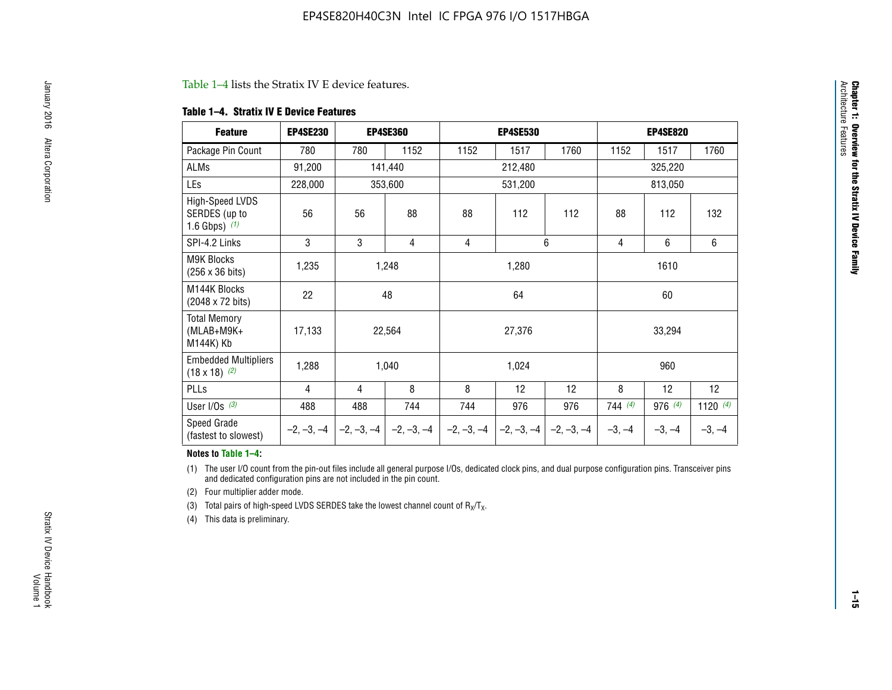Table 1–4 lists the Stratix IV E device features.

**Table 1–4. Stratix IV E Device Features**

| Feature | EP4SE230 | EP4SE360 | | EP4SE530 | | | EP4SE820 | | |
|---|---|---|---|---|---|---|---|---|---|
| Package Pin Count | 780 | 780 | 1152 | 1152 | 1517 | 1760 | 1152 | 1517 | 1760 |
| ALMs | 91,200 | 141,440 | | 212,480 | | | 325,220 | | |
| LEs | 228,000 | 353,600 | | 531,200 | | | 813,050 | | |
| High-Speed LVDS SERDES (up to 1.6 Gbps) (1) | 56 | 56 | 88 | 88 | 112 | 112 | 88 | 112 | 132 |
| SPI-4.2 Links | 3 | 3 | 4 | 4 | 6 | | 4 | 6 | 6 |
| M9K Blocks (256 x 36 bits) | 1,235 | 1,248 | | 1,280 | | | 1610 | | |
| M144K Blocks (2048 x 72 bits) | 22 | 48 | | 64 | | | 60 | | |
| Total Memory (MLAB+M9K+ M144K) Kb | 17,133 | 22,564 | | 27,376 | | | 33,294 | | |
| Embedded Multipliers (18 x 18) (2) | 1,288 | 1,040 | | 1,024 | | | 960 | | |
| PLLs | 4 | 4 | 8 | 8 | 12 | 12 | 8 | 12 | 12 |
| User I/Os (3) | 488 | 488 | 744 | 744 | 976 | 976 | 744 (4) | 976 (4) | 1120 (4) |
| Speed Grade (fastest to slowest) | –2, –3, –4 | –2, –3, –4 | –2, –3, –4 | –2, –3, –4 | –2, –3, –4 | –2, –3, –4 | –3, –4 | –3, –4 | –3, –4 |

**Notes to Table 1–4:**

(1) The user I/O count from the pin-out files include all general purpose I/Os, dedicated clock pins, and dual purpose configuration pins. Transceiver pins and dedicated configuration pins are not included in the pin count.

(2) Four multiplier adder mode.

(3) Total pairs of high-speed LVDS SERDES take the lowest channel count of $R_X/T_X$.

(4) This data is preliminary.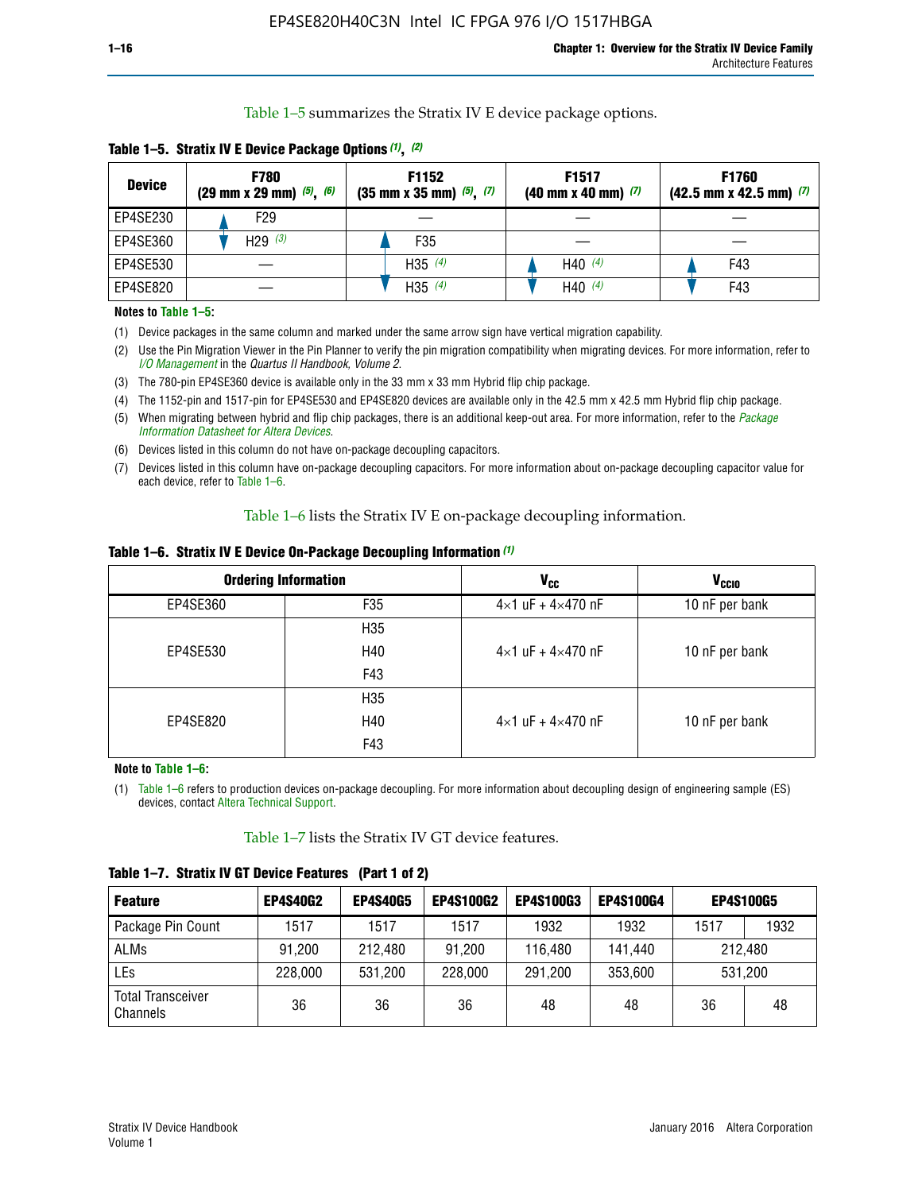Table 1–5 summarizes the Stratix IV E device package options.

**Table 1–5. Stratix IV E Device Package Options (1), (2)**

| Device | F780 (29 mm x 29 mm) (5), (6) | F1152 (35 mm x 35 mm) (5), (7) | F1517 (40 mm x 40 mm) (7) | F1760 (42.5 mm x 42.5 mm) (7) |
|---|---|---|---|---|
| EP4SE230 | F29 | — | — | — |
| EP4SE360 | H29 (3) | F35 | — | — |
| EP4SE530 | — | H35 (4) | H40 (4) | F43 |
| EP4SE820 | — | H35 (4) | H40 (4) | F43 |

**Notes to Table 1–5:**

(1) Device packages in the same column and marked under the same arrow sign have vertical migration capability.

(2) Use the Pin Migration Viewer in the Pin Planner to verify the pin migration compatibility when migrating devices. For more information, refer to *I/O Management* in the *Quartus II Handbook, Volume 2*.

(3) The 780-pin EP4SE360 device is available only in the 33 mm x 33 mm Hybrid flip chip package.

(4) The 1152-pin and 1517-pin for EP4SE530 and EP4SE820 devices are available only in the 42.5 mm x 42.5 mm Hybrid flip chip package.

(5) When migrating between hybrid and flip chip packages, there is an additional keep-out area. For more information, refer to the *Package Information Datasheet for Altera Devices*.

(6) Devices listed in this column do not have on-package decoupling capacitors.

(7) Devices listed in this column have on-package decoupling capacitors. For more information about on-package decoupling capacitor value for each device, refer to Table 1–6.

Table 1–6 lists the Stratix IV E on-package decoupling information.

**Table 1–6. Stratix IV E Device On-Package Decoupling Information (1)**

| Ordering Information | | $V_{CC}$ | $V_{CCIO}$ |
|---|---|---|---|
| EP4SE360 | F35 | 4×1 uF + 4×470 nF | 10 nF per bank |
| EP4SE530 | H35, H40, F43 | 4×1 uF + 4×470 nF | 10 nF per bank |
| EP4SE820 | H35, H40, F43 | 4×1 uF + 4×470 nF | 10 nF per bank |

**Note to Table 1–6:**

(1) Table 1–6 refers to production devices on-package decoupling. For more information about decoupling design of engineering sample (ES) devices, contact Altera Technical Support.

Table 1–7 lists the Stratix IV GT device features.

**Table 1–7. Stratix IV GT Device Features (Part 1 of 2)**

| Feature | EP4S40G2 | EP4S40G5 | EP4S100G2 | EP4S100G3 | EP4S100G4 | EP4S100G5 | |
|---|---|---|---|---|---|---|---|
| Package Pin Count | 1517 | 1517 | 1517 | 1932 | 1932 | 1517 | 1932 |
| ALMs | 91,200 | 212,480 | 91,200 | 116,480 | 141,440 | 212,480 | |
| LEs | 228,000 | 531,200 | 228,000 | 291,200 | 353,600 | 531,200 | |
| Total Transceiver Channels | 36 | 36 | 36 | 48 | 48 | 36 | 48 |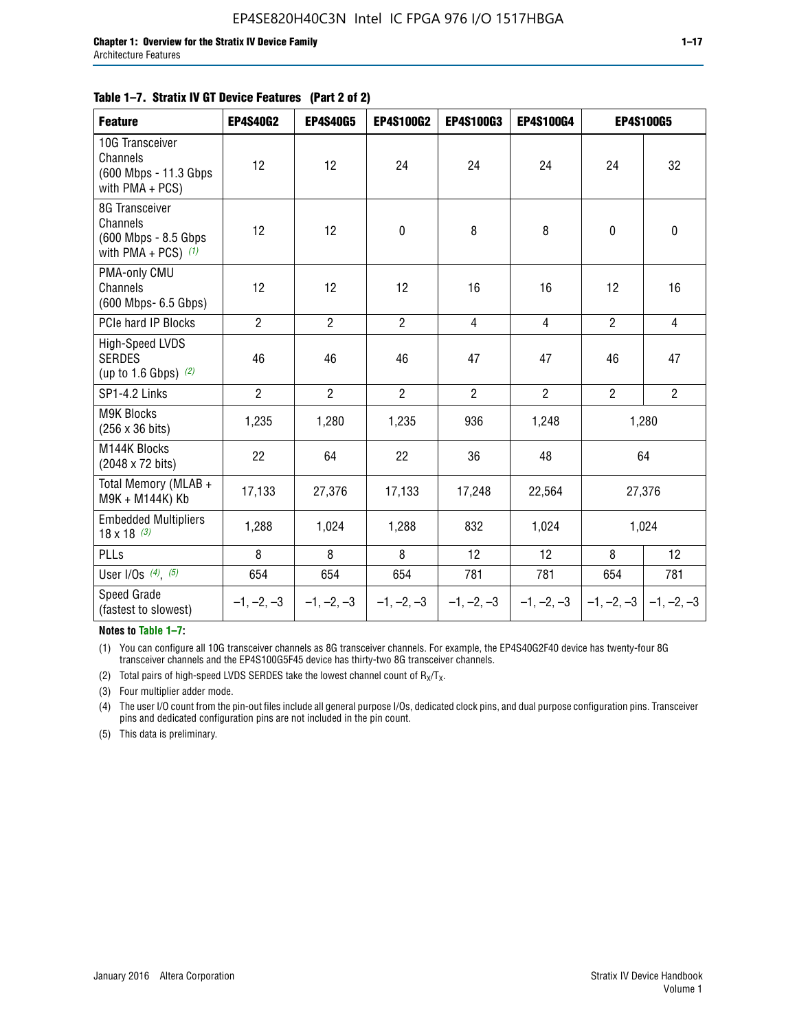**Table 1–7. Stratix IV GT Device Features (Part 2 of 2)**

| Feature | EP4S40G2 | EP4S40G5 | EP4S100G2 | EP4S100G3 | EP4S100G4 | EP4S100G5 | |
|---|---|---|---|---|---|---|---|
| 10G Transceiver Channels (600 Mbps - 11.3 Gbps with PMA + PCS) | 12 | 12 | 24 | 24 | 24 | 24 | 32 |
| 8G Transceiver Channels (600 Mbps - 8.5 Gbps with PMA + PCS) *(1)* | 12 | 12 | 0 | 8 | 8 | 0 | 0 |
| PMA-only CMU Channels (600 Mbps- 6.5 Gbps) | 12 | 12 | 12 | 16 | 16 | 12 | 16 |
| PCIe hard IP Blocks | 2 | 2 | 2 | 4 | 4 | 2 | 4 |
| High-Speed LVDS SERDES (up to 1.6 Gbps) *(2)* | 46 | 46 | 46 | 47 | 47 | 46 | 47 |
| SP1-4.2 Links | 2 | 2 | 2 | 2 | 2 | 2 | 2 |
| M9K Blocks (256 x 36 bits) | 1,235 | 1,280 | 1,235 | 936 | 1,248 | 1,280 | |
| M144K Blocks (2048 x 72 bits) | 22 | 64 | 22 | 36 | 48 | 64 | |
| Total Memory (MLAB + M9K + M144K) Kb | 17,133 | 27,376 | 17,133 | 17,248 | 22,564 | 27,376 | |
| Embedded Multipliers 18 x 18 *(3)* | 1,288 | 1,024 | 1,288 | 832 | 1,024 | 1,024 | |
| PLLs | 8 | 8 | 8 | 12 | 12 | 8 | 12 |
| User I/Os *(4)*, *(5)* | 654 | 654 | 654 | 781 | 781 | 654 | 781 |
| Speed Grade (fastest to slowest) | –1, –2, –3 | –1, –2, –3 | –1, –2, –3 | –1, –2, –3 | –1, –2, –3 | –1, –2, –3 | –1, –2, –3 |

**Notes to Table 1–7:**

(1) You can configure all 10G transceiver channels as 8G transceiver channels. For example, the EP4S40G2F40 device has twenty-four 8G transceiver channels and the EP4S100G5F45 device has thirty-two 8G transceiver channels.

(2) Total pairs of high-speed LVDS SERDES take the lowest channel count of $R_X/T_X$.

(3) Four multiplier adder mode.

(4) The user I/O count from the pin-out files include all general purpose I/Os, dedicated clock pins, and dual purpose configuration pins. Transceiver pins and dedicated configuration pins are not included in the pin count.

(5) This data is preliminary.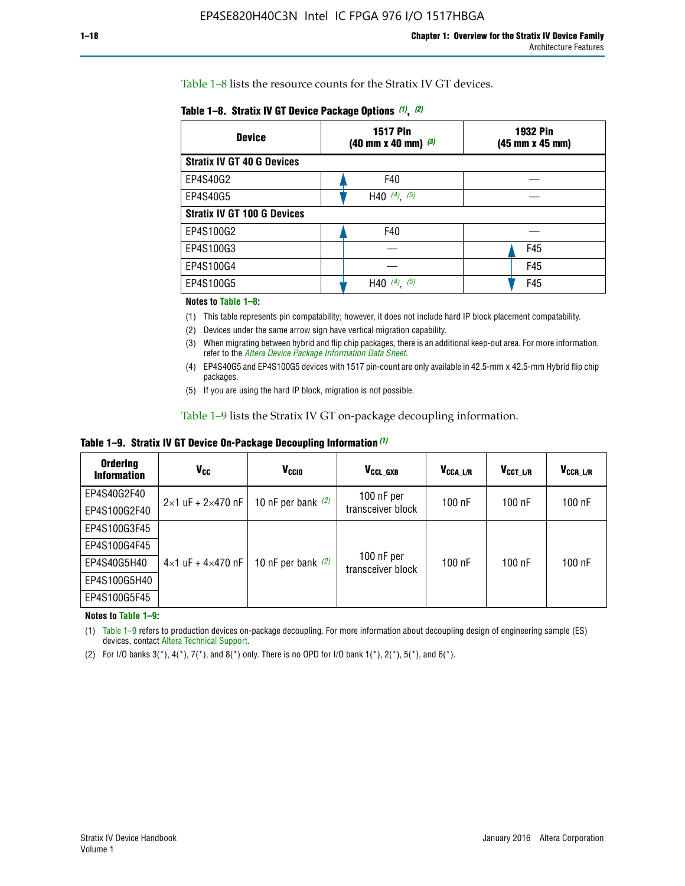Table 1–8 lists the resource counts for the Stratix IV GT devices.

**Table 1–8. Stratix IV GT Device Package Options (1), (2)**

| Device | 1517 Pin (40 mm x 40 mm) (3) | 1932 Pin (45 mm x 45 mm) |
|---|---|---|
| **Stratix IV GT 40 G Devices** | | |
| EP4S40G2 | F40 | — |
| EP4S40G5 | H40 (4), (5) | — |
| **Stratix IV GT 100 G Devices** | | |
| EP4S100G2 | F40 | — |
| EP4S100G3 | — | F45 |
| EP4S100G4 | — | F45 |
| EP4S100G5 | H40 (4), (5) | F45 |

**Notes to Table 1–8:**

(1) This table represents pin compatability; however, it does not include hard IP block placement compatability.

(2) Devices under the same arrow sign have vertical migration capability.

(3) When migrating between hybrid and flip chip packages, there is an additional keep-out area. For more information, refer to the *Altera Device Package Information Data Sheet*.

(4) EP4S40G5 and EP4S100G5 devices with 1517 pin-count are only available in 42.5-mm x 42.5-mm Hybrid flip chip packages.

(5) If you are using the hard IP block, migration is not possible.

Table 1–9 lists the Stratix IV GT on-package decoupling information.

**Table 1–9. Stratix IV GT Device On-Package Decoupling Information (1)**

| Ordering Information | $V_{CC}$ | $V_{CCIO}$ | $V_{CCL\_GXB}$ | $V_{CCA\_L/R}$ | $V_{CCT\_L/R}$ | $V_{CCR\_L/R}$ |
|---|---|---|---|---|---|---|
| EP4S40G2F40 | 2×1 uF + 2×470 nF | 10 nF per bank (2) | 100 nF per transceiver block | 100 nF | 100 nF | 100 nF |
| EP4S100G2F40 | | | | | | |
| EP4S100G3F45 | 4×1 uF + 4×470 nF | 10 nF per bank (2) | 100 nF per transceiver block | 100 nF | 100 nF | 100 nF |
| EP4S100G4F45 | | | | | | |
| EP4S40G5H40 | | | | | | |
| EP4S100G5H40 | | | | | | |
| EP4S100G5F45 | | | | | | |

**Notes to Table 1–9:**

(1) Table 1–9 refers to production devices on-package decoupling. For more information about decoupling design of engineering sample (ES) devices, contact Altera Technical Support.

(2) For I/O banks 3(*), 4(*), 7(*), and 8(*) only. There is no OPD for I/O bank 1(*), 2(*), 5(*), and 6(*).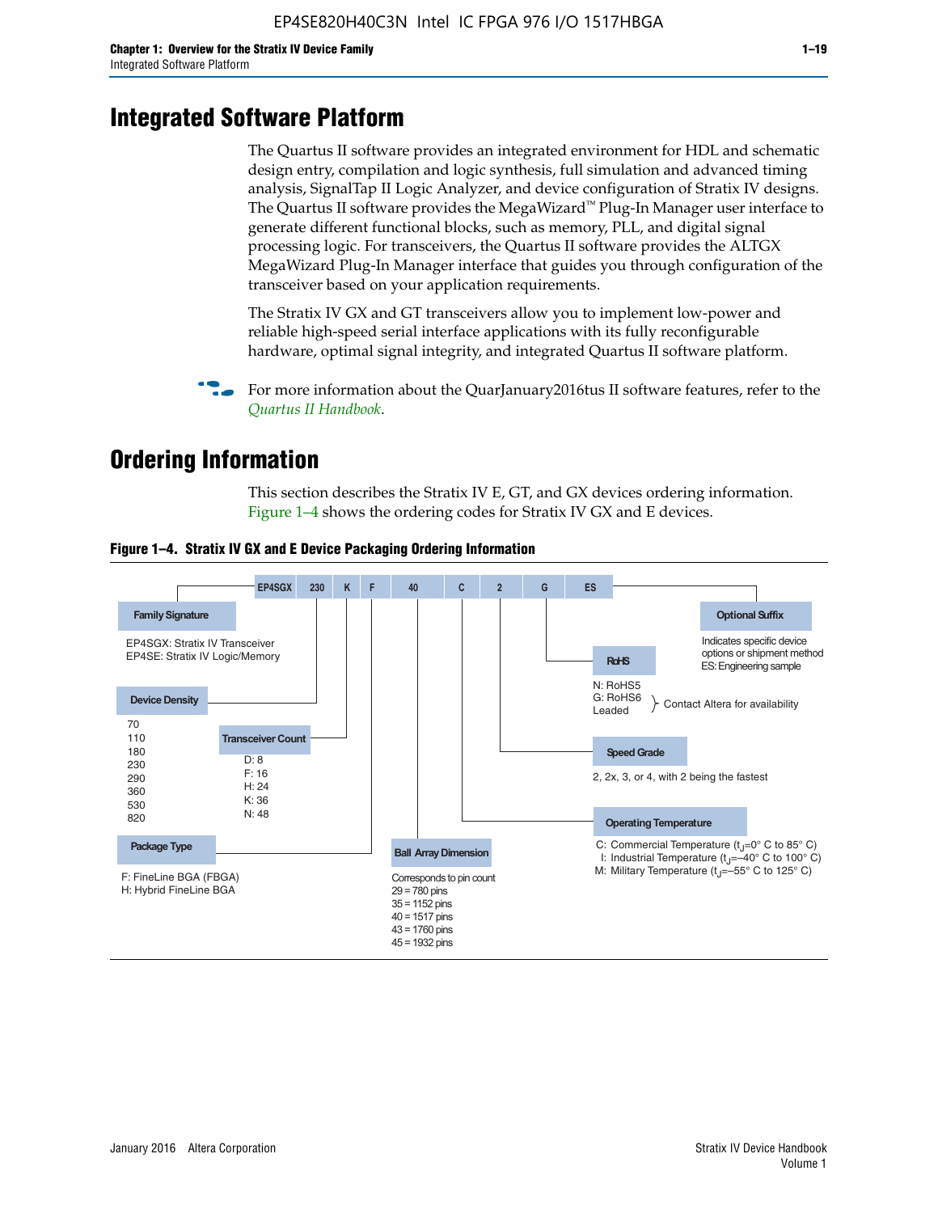# Integrated Software Platform

The Quartus II software provides an integrated environment for HDL and schematic design entry, compilation and logic synthesis, full simulation and advanced timing analysis, SignalTap II Logic Analyzer, and device configuration of Stratix IV designs. The Quartus II software provides the MegaWizard™ Plug-In Manager user interface to generate different functional blocks, such as memory, PLL, and digital signal processing logic. For transceivers, the Quartus II software provides the ALTGX MegaWizard Plug-In Manager interface that guides you through configuration of the transceiver based on your application requirements.

The Stratix IV GX and GT transceivers allow you to implement low-power and reliable high-speed serial interface applications with its fully reconfigurable hardware, optimal signal integrity, and integrated Quartus II software platform.

For more information about the QuarJanuary2016tus II software features, refer to the *Quartus II Handbook*.

# Ordering Information

This section describes the Stratix IV E, GT, and GX devices ordering information. Figure 1–4 shows the ordering codes for Stratix IV GX and E devices.

**Figure 1–4. Stratix IV GX and E Device Packaging Ordering Information**

EP4SGX | 230 | K | F | 40 | C | 2 | G | ES

**Family Signature**
- EP4SGX: Stratix IV Transceiver
- EP4SE: Stratix IV Logic/Memory

**Device Density**
- 70
- 110
- 180
- 230
- 290
- 360
- 530
- 820

**Transceiver Count**
- D: 8
- F: 16
- H: 24
- K: 36
- N: 48

**Package Type**
- F: FineLine BGA (FBGA)
- H: Hybrid FineLine BGA

**Ball Array Dimension**

Corresponds to pin count
- 29 = 780 pins
- 35 = 1152 pins
- 40 = 1517 pins
- 43 = 1760 pins
- 45 = 1932 pins

**Operating Temperature**
- C: Commercial Temperature ($t_J$=0° C to 85° C)
- I: Industrial Temperature ($t_J$=–40° C to 100° C)
- M: Military Temperature ($t_J$=–55° C to 125° C)

**Speed Grade**

2, 2x, 3, or 4, with 2 being the fastest

**RoHS**
- N: RoHS5
- G: RoHS6
- Leaded

(G: RoHS6 and Leaded — Contact Altera for availability)

**Optional Suffix**

Indicates specific device options or shipment method
ES: Engineering sample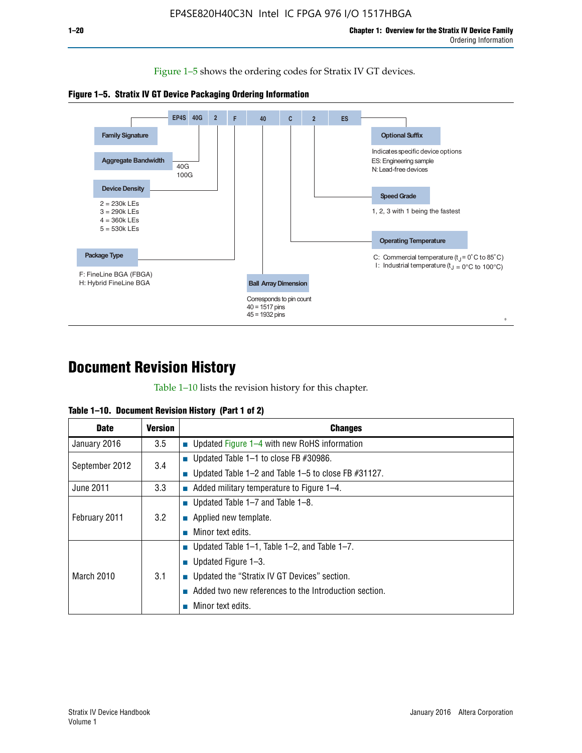Figure 1–5 shows the ordering codes for Stratix IV GT devices.

**Figure 1–5. Stratix IV GT Device Packaging Ordering Information**

EP4S 40G 2 F 40 C 2 ES

Family Signature

Aggregate Bandwidth
40G
100G

Device Density
2 = 230k LEs
3 = 290k LEs
4 = 360k LEs
5 = 530k LEs

Package Type
F: FineLine BGA (FBGA)
H: Hybrid FineLine BGA

Ball Array Dimension
Corresponds to pin count
40 = 1517 pins
45 = 1932 pins

Optional Suffix
Indicates specific device options
ES: Engineering sample
N: Lead-free devices

Speed Grade
1, 2, 3 with 1 being the fastest

Operating Temperature
C: Commercial temperature ($t_J$ = 0˚C to 85˚C)
I: Industrial temperature ($t_J$ = 0°C to 100°C)

# Document Revision History

Table 1–10 lists the revision history for this chapter.

**Table 1–10. Document Revision History (Part 1 of 2)**

| Date | Version | Changes |
|---|---|---|
| January 2016 | 3.5 | ■ Updated Figure 1–4 with new RoHS information |
| September 2012 | 3.4 | ■ Updated Table 1–1 to close FB #30986.<br>■ Updated Table 1–2 and Table 1–5 to close FB #31127. |
| June 2011 | 3.3 | ■ Added military temperature to Figure 1–4. |
| February 2011 | 3.2 | ■ Updated Table 1–7 and Table 1–8.<br>■ Applied new template.<br>■ Minor text edits. |
| March 2010 | 3.1 | ■ Updated Table 1–1, Table 1–2, and Table 1–7.<br>■ Updated Figure 1–3.<br>■ Updated the “Stratix IV GT Devices” section.<br>■ Added two new references to the Introduction section.<br>■ Minor text edits. |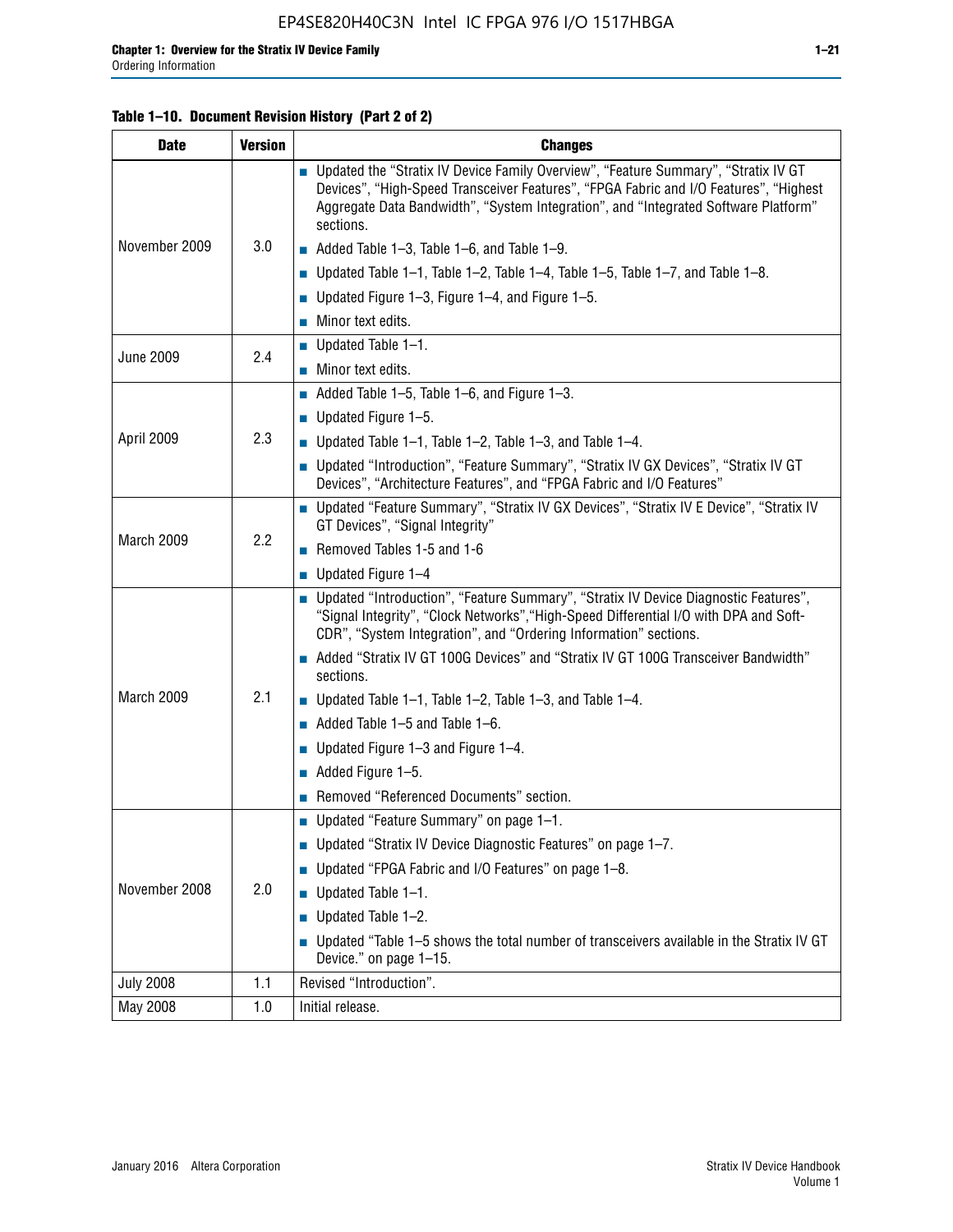**Table 1–10. Document Revision History (Part 2 of 2)**

| Date | Version | Changes |
|---|---|---|
| November 2009 | 3.0 | ■ Updated the "Stratix IV Device Family Overview", "Feature Summary", "Stratix IV GT Devices", "High-Speed Transceiver Features", "FPGA Fabric and I/O Features", "Highest Aggregate Data Bandwidth", "System Integration", and "Integrated Software Platform" sections.<br>■ Added Table 1–3, Table 1–6, and Table 1–9.<br>■ Updated Table 1–1, Table 1–2, Table 1–4, Table 1–5, Table 1–7, and Table 1–8.<br>■ Updated Figure 1–3, Figure 1–4, and Figure 1–5.<br>■ Minor text edits. |
| June 2009 | 2.4 | ■ Updated Table 1–1.<br>■ Minor text edits. |
| April 2009 | 2.3 | ■ Added Table 1–5, Table 1–6, and Figure 1–3.<br>■ Updated Figure 1–5.<br>■ Updated Table 1–1, Table 1–2, Table 1–3, and Table 1–4.<br>■ Updated "Introduction", "Feature Summary", "Stratix IV GX Devices", "Stratix IV GT Devices", "Architecture Features", and "FPGA Fabric and I/O Features" |
| March 2009 | 2.2 | ■ Updated "Feature Summary", "Stratix IV GX Devices", "Stratix IV E Device", "Stratix IV GT Devices", "Signal Integrity"<br>■ Removed Tables 1-5 and 1-6<br>■ Updated Figure 1–4 |
| March 2009 | 2.1 | ■ Updated "Introduction", "Feature Summary", "Stratix IV Device Diagnostic Features", "Signal Integrity", "Clock Networks","High-Speed Differential I/O with DPA and Soft-CDR", "System Integration", and "Ordering Information" sections.<br>■ Added "Stratix IV GT 100G Devices" and "Stratix IV GT 100G Transceiver Bandwidth" sections.<br>■ Updated Table 1–1, Table 1–2, Table 1–3, and Table 1–4.<br>■ Added Table 1–5 and Table 1–6.<br>■ Updated Figure 1–3 and Figure 1–4.<br>■ Added Figure 1–5.<br>■ Removed "Referenced Documents" section. |
| November 2008 | 2.0 | ■ Updated "Feature Summary" on page 1–1.<br>■ Updated "Stratix IV Device Diagnostic Features" on page 1–7.<br>■ Updated "FPGA Fabric and I/O Features" on page 1–8.<br>■ Updated Table 1–1.<br>■ Updated Table 1–2.<br>■ Updated "Table 1–5 shows the total number of transceivers available in the Stratix IV GT Device." on page 1–15. |
| July 2008 | 1.1 | Revised "Introduction". |
| May 2008 | 1.0 | Initial release. |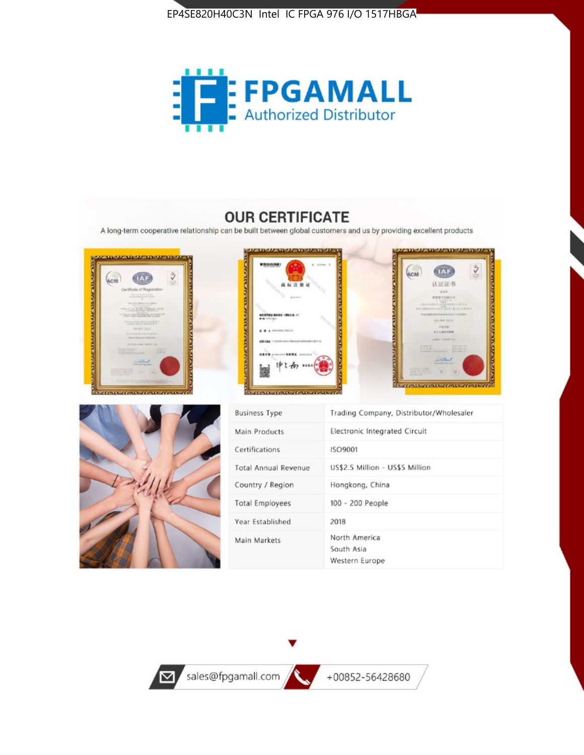FPGAMALL

Authorized Distributor

## OUR CERTIFICATE

A long-term cooperative relationship can be built between global customers and us by providing excellent products

| | |
|---|---|
| Business Type | Trading Company, Distributor/Wholesaler |
| Main Products | Electronic Integrated Circuit |
| Certifications | ISO9001 |
| Total Annual Revenue | US$2.5 Million - US$5 Million |
| Country / Region | Hongkong, China |
| Total Employees | 100 - 200 People |
| Year Established | 2018 |
| Main Markets | North America<br>South Asia<br>Western Europe |

sales@fpgamall.com

+00852-56428680